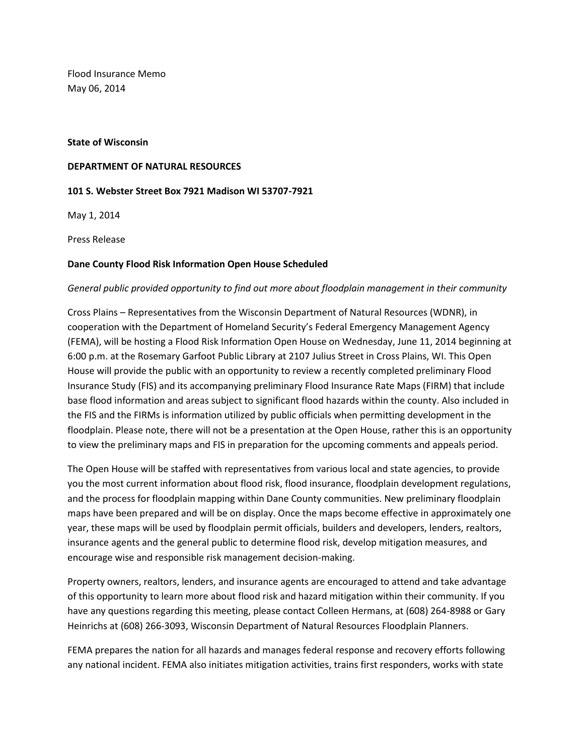Flood Insurance Memo
May 06, 2014

**State of Wisconsin**

**DEPARTMENT OF NATURAL RESOURCES**

**101 S. Webster Street Box 7921 Madison WI 53707-7921**

May 1, 2014

Press Release

**Dane County Flood Risk Information Open House Scheduled**

*General public provided opportunity to find out more about floodplain management in their community*

Cross Plains – Representatives from the Wisconsin Department of Natural Resources (WDNR), in cooperation with the Department of Homeland Security's Federal Emergency Management Agency (FEMA), will be hosting a Flood Risk Information Open House on Wednesday, June 11, 2014 beginning at 6:00 p.m. at the Rosemary Garfoot Public Library at 2107 Julius Street in Cross Plains, WI. This Open House will provide the public with an opportunity to review a recently completed preliminary Flood Insurance Study (FIS) and its accompanying preliminary Flood Insurance Rate Maps (FIRM) that include base flood information and areas subject to significant flood hazards within the county. Also included in the FIS and the FIRMs is information utilized by public officials when permitting development in the floodplain. Please note, there will not be a presentation at the Open House, rather this is an opportunity to view the preliminary maps and FIS in preparation for the upcoming comments and appeals period.

The Open House will be staffed with representatives from various local and state agencies, to provide you the most current information about flood risk, flood insurance, floodplain development regulations, and the process for floodplain mapping within Dane County communities. New preliminary floodplain maps have been prepared and will be on display. Once the maps become effective in approximately one year, these maps will be used by floodplain permit officials, builders and developers, lenders, realtors, insurance agents and the general public to determine flood risk, develop mitigation measures, and encourage wise and responsible risk management decision-making.

Property owners, realtors, lenders, and insurance agents are encouraged to attend and take advantage of this opportunity to learn more about flood risk and hazard mitigation within their community. If you have any questions regarding this meeting, please contact Colleen Hermans, at (608) 264-8988 or Gary Heinrichs at (608) 266-3093, Wisconsin Department of Natural Resources Floodplain Planners.

FEMA prepares the nation for all hazards and manages federal response and recovery efforts following any national incident. FEMA also initiates mitigation activities, trains first responders, works with state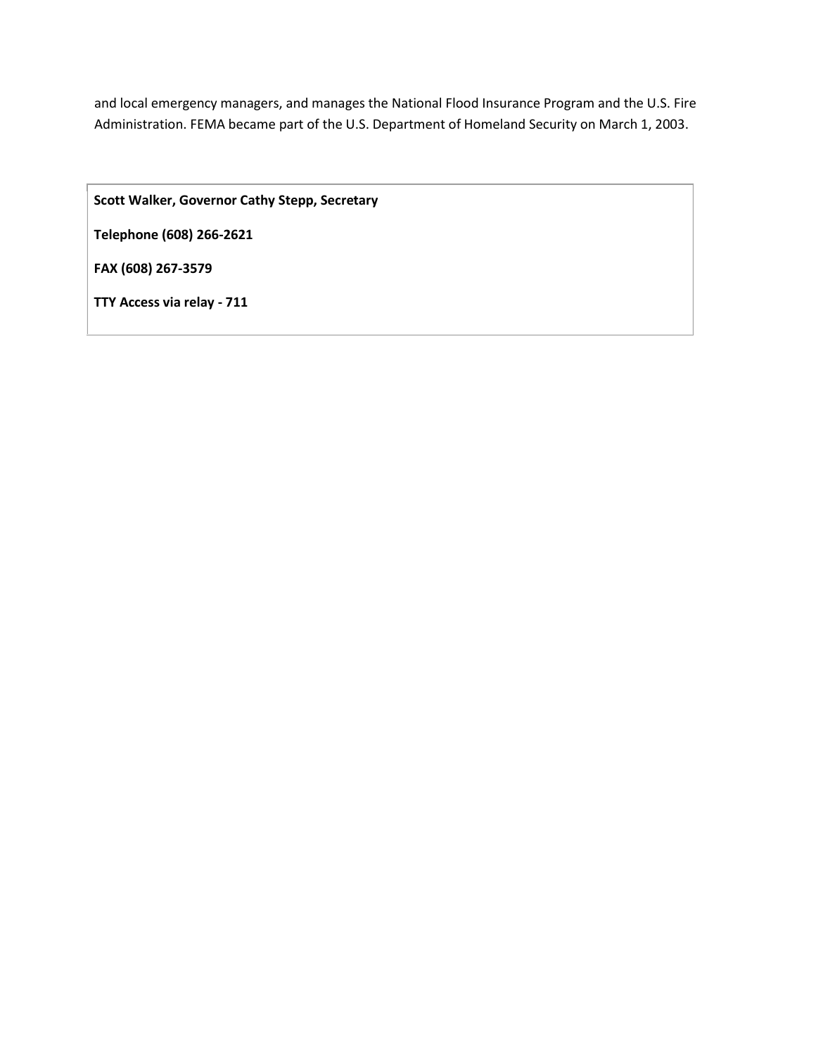and local emergency managers, and manages the National Flood Insurance Program and the U.S. Fire Administration. FEMA became part of the U.S. Department of Homeland Security on March 1, 2003.

**Scott Walker, Governor Cathy Stepp, Secretary**

**Telephone (608) 266-2621**

**FAX (608) 267-3579**

**TTY Access via relay - 711**